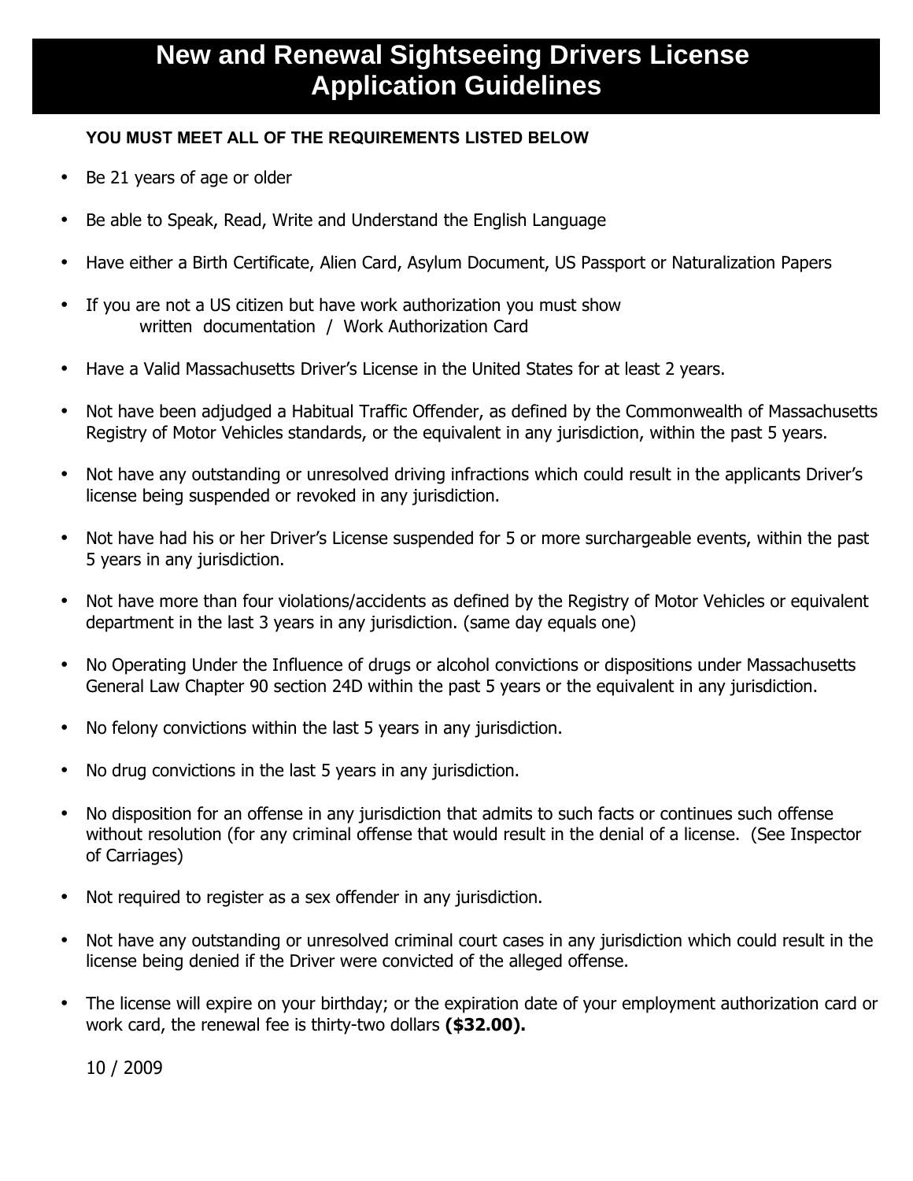# New and Renewal Sightseeing Drivers License Application Guidelines

**YOU MUST MEET ALL OF THE REQUIREMENTS LISTED BELOW**

- Be 21 years of age or older
- Be able to Speak, Read, Write and Understand the English Language
- Have either a Birth Certificate, Alien Card, Asylum Document, US Passport or Naturalization Papers
- If you are not a US citizen but have work authorization you must show written documentation / Work Authorization Card
- Have a Valid Massachusetts Driver's License in the United States for at least 2 years.
- Not have been adjudged a Habitual Traffic Offender, as defined by the Commonwealth of Massachusetts Registry of Motor Vehicles standards, or the equivalent in any jurisdiction, within the past 5 years.
- Not have any outstanding or unresolved driving infractions which could result in the applicants Driver's license being suspended or revoked in any jurisdiction.
- Not have had his or her Driver's License suspended for 5 or more surchargeable events, within the past 5 years in any jurisdiction.
- Not have more than four violations/accidents as defined by the Registry of Motor Vehicles or equivalent department in the last 3 years in any jurisdiction. (same day equals one)
- No Operating Under the Influence of drugs or alcohol convictions or dispositions under Massachusetts General Law Chapter 90 section 24D within the past 5 years or the equivalent in any jurisdiction.
- No felony convictions within the last 5 years in any jurisdiction.
- No drug convictions in the last 5 years in any jurisdiction.
- No disposition for an offense in any jurisdiction that admits to such facts or continues such offense without resolution (for any criminal offense that would result in the denial of a license. (See Inspector of Carriages)
- Not required to register as a sex offender in any jurisdiction.
- Not have any outstanding or unresolved criminal court cases in any jurisdiction which could result in the license being denied if the Driver were convicted of the alleged offense.
- The license will expire on your birthday; or the expiration date of your employment authorization card or work card, the renewal fee is thirty-two dollars **($32.00).**

10 / 2009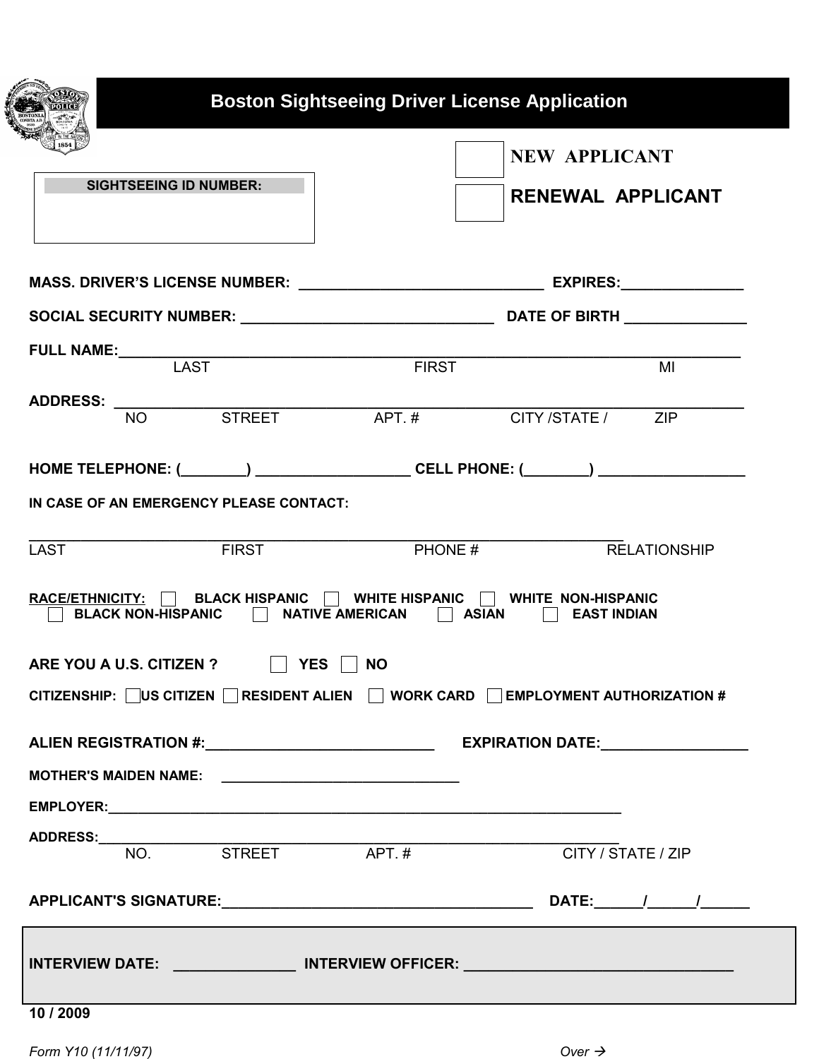# Boston Sightseeing Driver License Application

☐ **NEW APPLICANT**

☐ **RENEWAL APPLICANT**

**SIGHTSEEING ID NUMBER:**

**MASS. DRIVER'S LICENSE NUMBER:** ______________________________ **EXPIRES:**_______________

**SOCIAL SECURITY NUMBER:** _______________________________ **DATE OF BIRTH** _______________

**FULL NAME:**___________________________________________________________________________

LAST FIRST MI

**ADDRESS:** ___________________________________________________________________________

NO STREET APT. # CITY /STATE / ZIP

**HOME TELEPHONE: (________)** ___________________ **CELL PHONE: (________)** __________________

**IN CASE OF AN EMERGENCY PLEASE CONTACT:**

___________________________________________________________________________

LAST FIRST PHONE # RELATIONSHIP

**RACE/ETHNICITY:** ☐ **BLACK HISPANIC** ☐ **WHITE HISPANIC** ☐ **WHITE NON-HISPANIC** ☐ **BLACK NON-HISPANIC** ☐ **NATIVE AMERICAN** ☐ **ASIAN** ☐ **EAST INDIAN**

**ARE YOU A U.S. CITIZEN ?** ☐ **YES** ☐ **NO**

**CITIZENSHIP:** ☐ **US CITIZEN** ☐ **RESIDENT ALIEN** ☐ **WORK CARD** ☐ **EMPLOYMENT AUTHORIZATION #**

**ALIEN REGISTRATION #:**____________________________ **EXPIRATION DATE:**__________________

**MOTHER'S MAIDEN NAME:** ______________________________

**EMPLOYER:**___________________________________________________________________

**ADDRESS:**____________________________________________________________________

NO. STREET APT. # CITY / STATE / ZIP

**APPLICANT'S SIGNATURE:**______________________________________ **DATE:**______/______/______

**INTERVIEW DATE:** _______________ **INTERVIEW OFFICER:** _________________________________

**10 / 2009**

*Form Y10 (11/11/97)* *Over →*